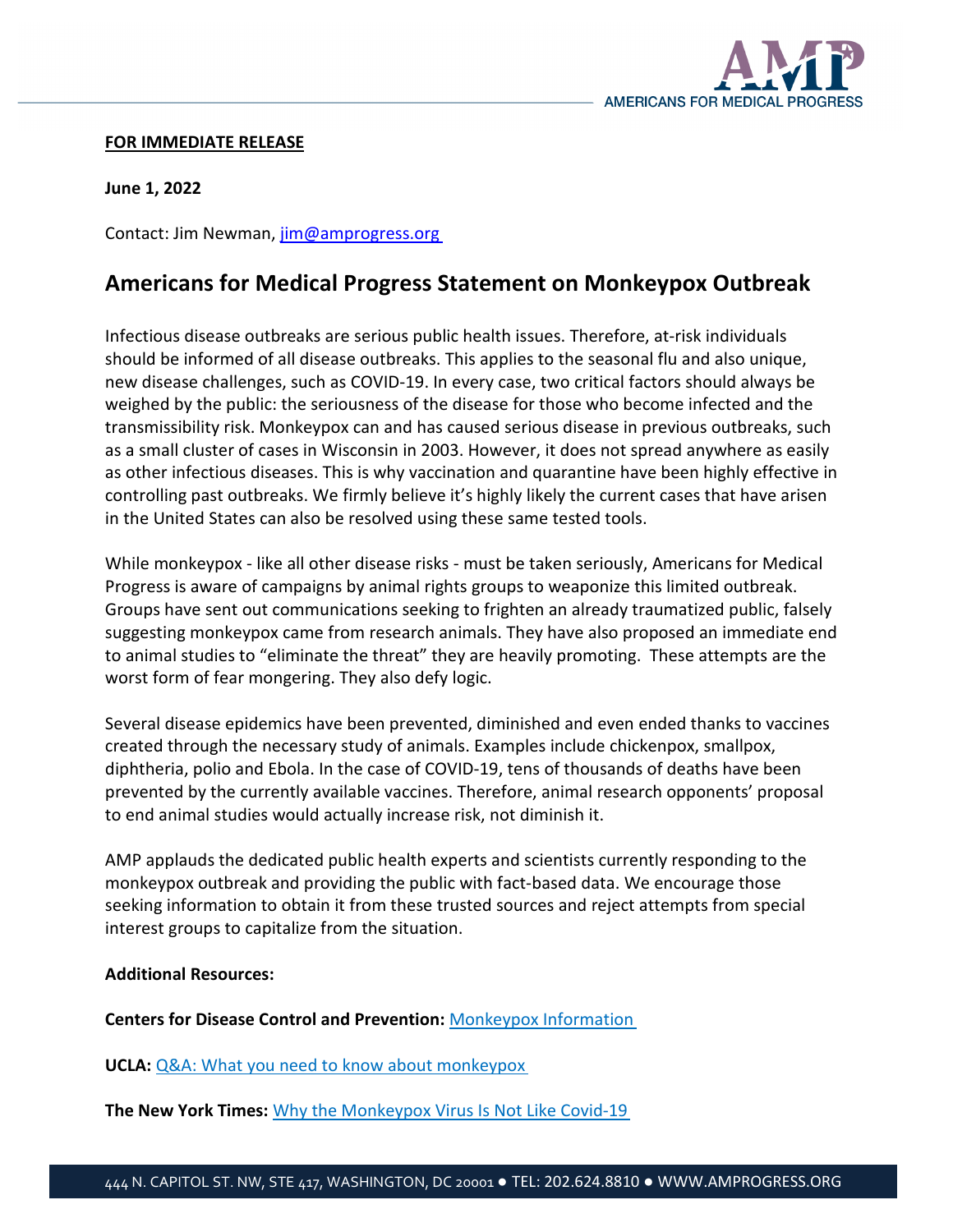**FOR IMMEDIATE RELEASE**

**June 1, 2022**

Contact: Jim Newman, jim@amprogress.org

# Americans for Medical Progress Statement on Monkeypox Outbreak

Infectious disease outbreaks are serious public health issues. Therefore, at-risk individuals should be informed of all disease outbreaks. This applies to the seasonal flu and also unique, new disease challenges, such as COVID-19. In every case, two critical factors should always be weighed by the public: the seriousness of the disease for those who become infected and the transmissibility risk. Monkeypox can and has caused serious disease in previous outbreaks, such as a small cluster of cases in Wisconsin in 2003. However, it does not spread anywhere as easily as other infectious diseases. This is why vaccination and quarantine have been highly effective in controlling past outbreaks. We firmly believe it's highly likely the current cases that have arisen in the United States can also be resolved using these same tested tools.

While monkeypox - like all other disease risks - must be taken seriously, Americans for Medical Progress is aware of campaigns by animal rights groups to weaponize this limited outbreak. Groups have sent out communications seeking to frighten an already traumatized public, falsely suggesting monkeypox came from research animals. They have also proposed an immediate end to animal studies to "eliminate the threat" they are heavily promoting. These attempts are the worst form of fear mongering. They also defy logic.

Several disease epidemics have been prevented, diminished and even ended thanks to vaccines created through the necessary study of animals. Examples include chickenpox, smallpox, diphtheria, polio and Ebola. In the case of COVID-19, tens of thousands of deaths have been prevented by the currently available vaccines. Therefore, animal research opponents' proposal to end animal studies would actually increase risk, not diminish it.

AMP applauds the dedicated public health experts and scientists currently responding to the monkeypox outbreak and providing the public with fact-based data. We encourage those seeking information to obtain it from these trusted sources and reject attempts from special interest groups to capitalize from the situation.

**Additional Resources:**

**Centers for Disease Control and Prevention:** Monkeypox Information

**UCLA:** Q&A: What you need to know about monkeypox

**The New York Times:** Why the Monkeypox Virus Is Not Like Covid-19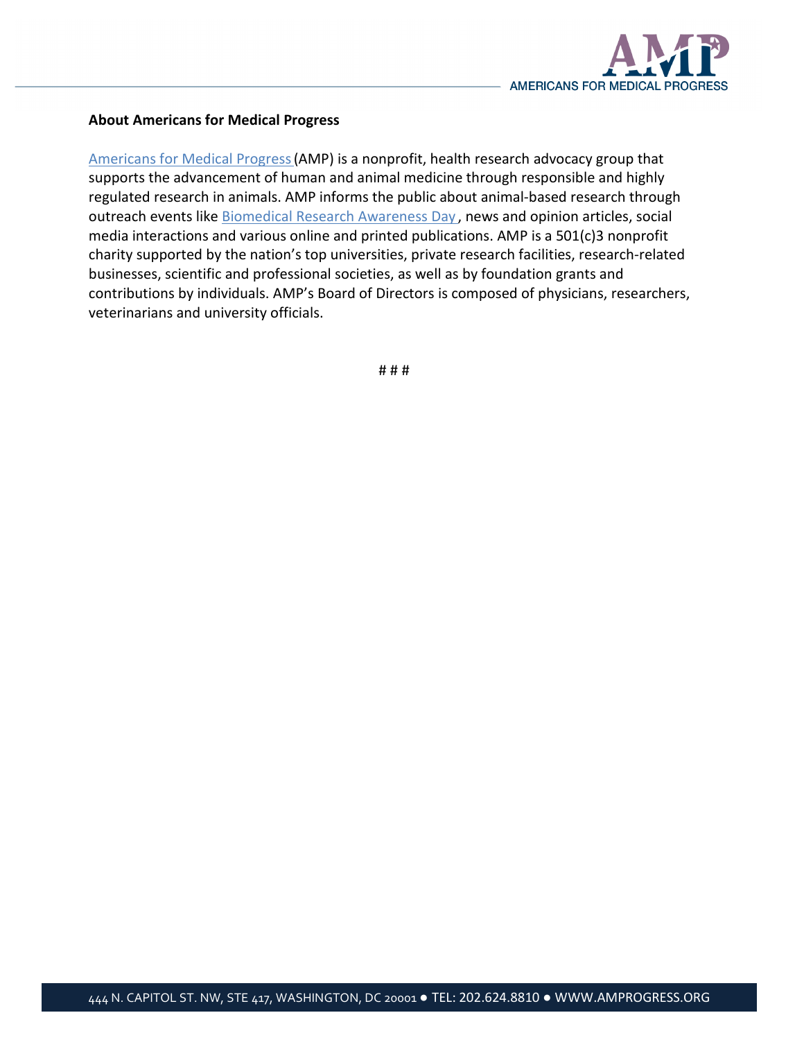**About Americans for Medical Progress**

Americans for Medical Progress (AMP) is a nonprofit, health research advocacy group that supports the advancement of human and animal medicine through responsible and highly regulated research in animals. AMP informs the public about animal-based research through outreach events like Biomedical Research Awareness Day, news and opinion articles, social media interactions and various online and printed publications. AMP is a 501(c)3 nonprofit charity supported by the nation's top universities, private research facilities, research-related businesses, scientific and professional societies, as well as by foundation grants and contributions by individuals. AMP's Board of Directors is composed of physicians, researchers, veterinarians and university officials.

# # #